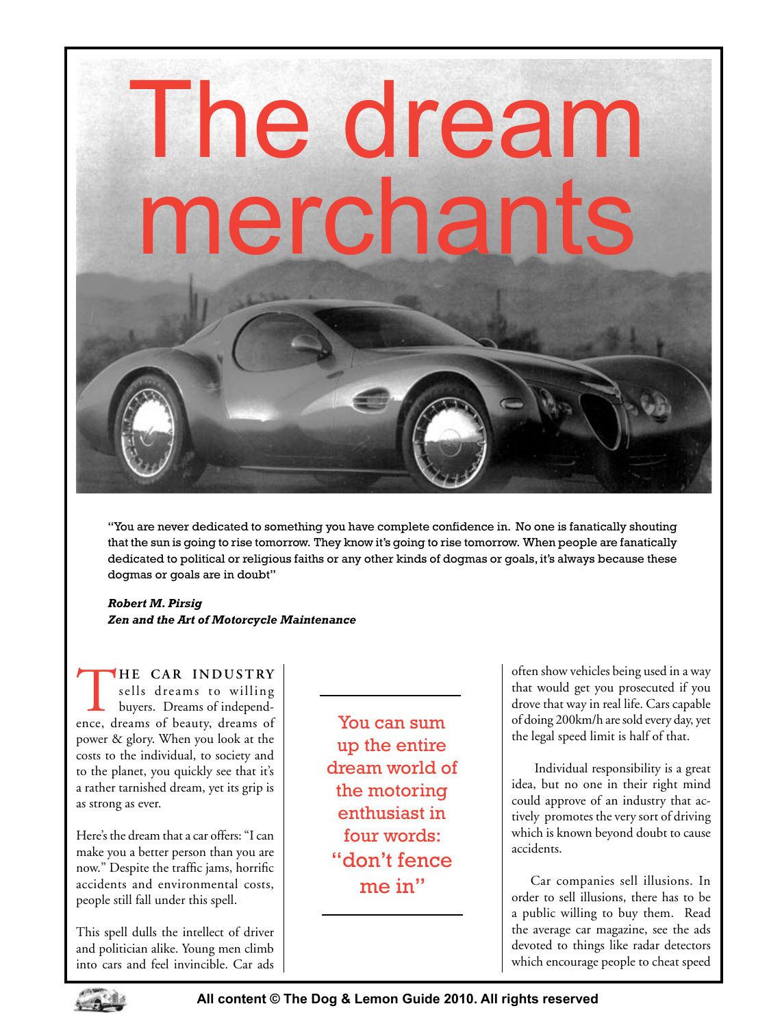# The dream merchants

"You are never dedicated to something you have complete confidence in. No one is fanatically shouting that the sun is going to rise tomorrow. They know it's going to rise tomorrow. When people are fanatically dedicated to political or religious faiths or any other kinds of dogmas or goals, it's always because these dogmas or goals are in doubt"

***Robert M. Pirsig***
***Zen and the Art of Motorcycle Maintenance***

THE CAR INDUSTRY sells dreams to willing buyers. Dreams of independence, dreams of beauty, dreams of power & glory. When you look at the costs to the individual, to society and to the planet, you quickly see that it's a rather tarnished dream, yet its grip is as strong as ever.

Here's the dream that a car offers: "I can make you a better person than you are now." Despite the traffic jams, horrific accidents and environmental costs, people still fall under this spell.

This spell dulls the intellect of driver and politician alike. Young men climb into cars and feel invincible. Car ads often show vehicles being used in a way that would get you prosecuted if you drove that way in real life. Cars capable of doing 200km/h are sold every day, yet the legal speed limit is half of that.

> You can sum up the entire dream world of the motoring enthusiast in four words: "don't fence me in"

Individual responsibility is a great idea, but no one in their right mind could approve of an industry that actively promotes the very sort of driving which is known beyond doubt to cause accidents.

Car companies sell illusions. In order to sell illusions, there has to be a public willing to buy them. Read the average car magazine, see the ads devoted to things like radar detectors which encourage people to cheat speed

All content © The Dog & Lemon Guide 2010. All rights reserved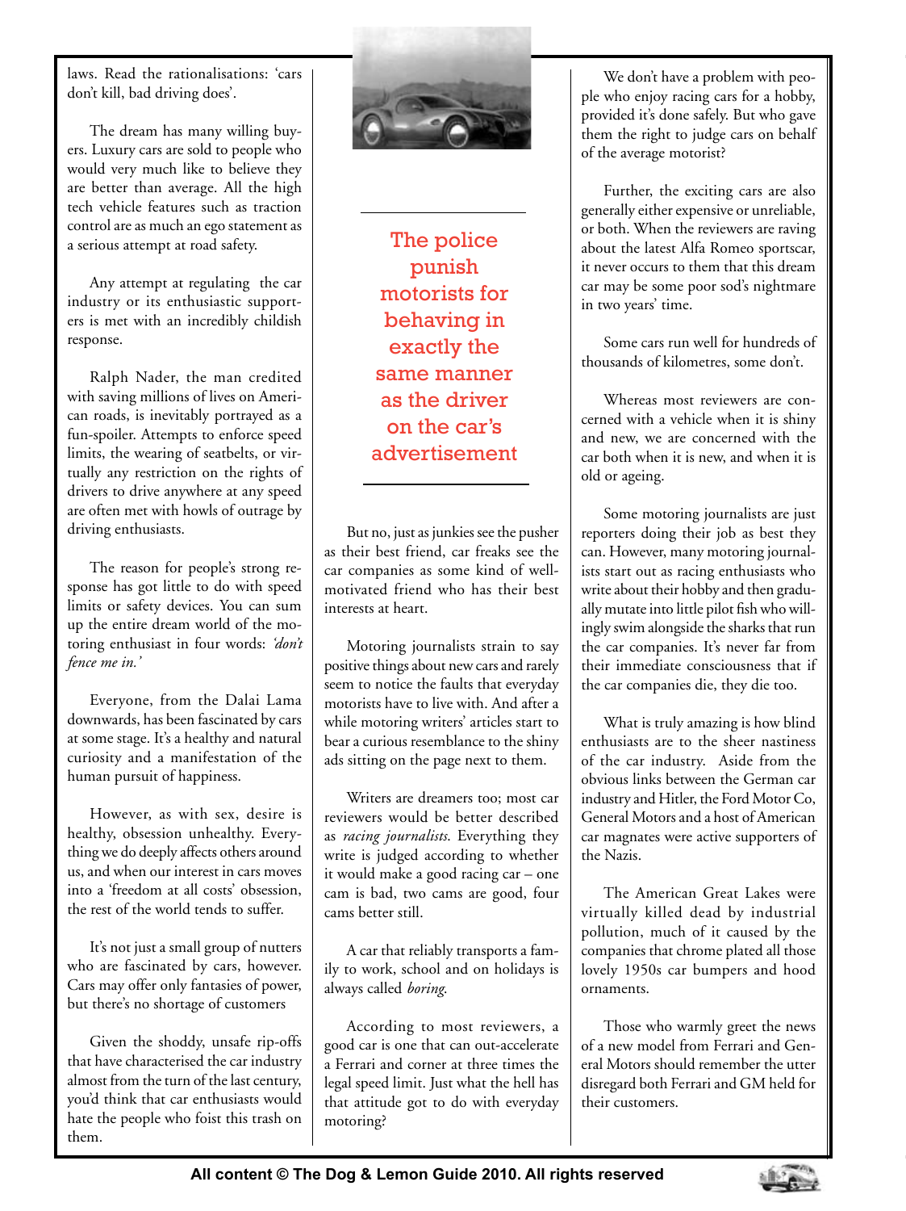laws. Read the rationalisations: 'cars don't kill, bad driving does'.

The dream has many willing buyers. Luxury cars are sold to people who would very much like to believe they are better than average. All the high tech vehicle features such as traction control are as much an ego statement as a serious attempt at road safety.

Any attempt at regulating the car industry or its enthusiastic supporters is met with an incredibly childish response.

Ralph Nader, the man credited with saving millions of lives on American roads, is inevitably portrayed as a fun-spoiler. Attempts to enforce speed limits, the wearing of seatbelts, or virtually any restriction on the rights of drivers to drive anywhere at any speed are often met with howls of outrage by driving enthusiasts.

The reason for people's strong response has got little to do with speed limits or safety devices. You can sum up the entire dream world of the motoring enthusiast in four words: *'don't fence me in.'*

Everyone, from the Dalai Lama downwards, has been fascinated by cars at some stage. It's a healthy and natural curiosity and a manifestation of the human pursuit of happiness.

However, as with sex, desire is healthy, obsession unhealthy. Everything we do deeply affects others around us, and when our interest in cars moves into a 'freedom at all costs' obsession, the rest of the world tends to suffer.

It's not just a small group of nutters who are fascinated by cars, however. Cars may offer only fantasies of power, but there's no shortage of customers

Given the shoddy, unsafe rip-offs that have characterised the car industry almost from the turn of the last century, you'd think that car enthusiasts would hate the people who foist this trash on them.

**The police punish motorists for behaving in exactly the same manner as the driver on the car's advertisement**

But no, just as junkies see the pusher as their best friend, car freaks see the car companies as some kind of well-motivated friend who has their best interests at heart.

Motoring journalists strain to say positive things about new cars and rarely seem to notice the faults that everyday motorists have to live with. And after a while motoring writers' articles start to bear a curious resemblance to the shiny ads sitting on the page next to them.

Writers are dreamers too; most car reviewers would be better described as *racing journalists*. Everything they write is judged according to whether it would make a good racing car – one cam is bad, two cams are good, four cams better still.

A car that reliably transports a family to work, school and on holidays is always called *boring*.

According to most reviewers, a good car is one that can out-accelerate a Ferrari and corner at three times the legal speed limit. Just what the hell has that attitude got to do with everyday motoring?

We don't have a problem with people who enjoy racing cars for a hobby, provided it's done safely. But who gave them the right to judge cars on behalf of the average motorist?

Further, the exciting cars are also generally either expensive or unreliable, or both. When the reviewers are raving about the latest Alfa Romeo sportscar, it never occurs to them that this dream car may be some poor sod's nightmare in two years' time.

Some cars run well for hundreds of thousands of kilometres, some don't.

Whereas most reviewers are concerned with a vehicle when it is shiny and new, we are concerned with the car both when it is new, and when it is old or ageing.

Some motoring journalists are just reporters doing their job as best they can. However, many motoring journalists start out as racing enthusiasts who write about their hobby and then gradually mutate into little pilot fish who willingly swim alongside the sharks that run the car companies. It's never far from their immediate consciousness that if the car companies die, they die too.

What is truly amazing is how blind enthusiasts are to the sheer nastiness of the car industry. Aside from the obvious links between the German car industry and Hitler, the Ford Motor Co, General Motors and a host of American car magnates were active supporters of the Nazis.

The American Great Lakes were virtually killed dead by industrial pollution, much of it caused by the companies that chrome plated all those lovely 1950s car bumpers and hood ornaments.

Those who warmly greet the news of a new model from Ferrari and General Motors should remember the utter disregard both Ferrari and GM held for their customers.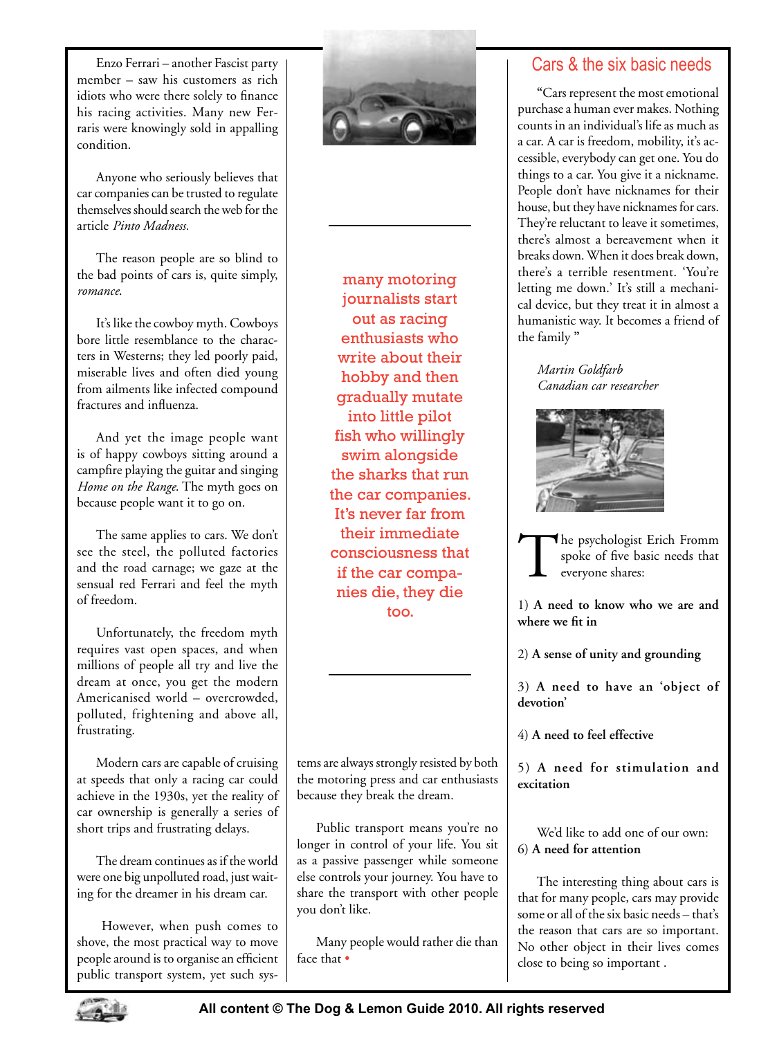Enzo Ferrari – another Fascist party member – saw his customers as rich idiots who were there solely to finance his racing activities. Many new Ferraris were knowingly sold in appalling condition.

Anyone who seriously believes that car companies can be trusted to regulate themselves should search the web for the article *Pinto Madness.*

The reason people are so blind to the bad points of cars is, quite simply, *romance.*

It's like the cowboy myth. Cowboys bore little resemblance to the characters in Westerns; they led poorly paid, miserable lives and often died young from ailments like infected compound fractures and influenza.

And yet the image people want is of happy cowboys sitting around a campfire playing the guitar and singing *Home on the Range*. The myth goes on because people want it to go on.

The same applies to cars. We don't see the steel, the polluted factories and the road carnage; we gaze at the sensual red Ferrari and feel the myth of freedom.

Unfortunately, the freedom myth requires vast open spaces, and when millions of people all try and live the dream at once, you get the modern Americanised world – overcrowded, polluted, frightening and above all, frustrating.

Modern cars are capable of cruising at speeds that only a racing car could achieve in the 1930s, yet the reality of car ownership is generally a series of short trips and frustrating delays.

The dream continues as if the world were one big unpolluted road, just waiting for the dreamer in his dream car.

However, when push comes to shove, the most practical way to move people around is to organise an efficient public transport system, yet such systems are always strongly resisted by both the motoring press and car enthusiasts because they break the dream.

Public transport means you're no longer in control of your life. You sit as a passive passenger while someone else controls your journey. You have to share the transport with other people you don't like.

Many people would rather die than face that •

> many motoring journalists start out as racing enthusiasts who write about their hobby and then gradually mutate into little pilot fish who willingly swim alongside the sharks that run the car companies. It's never far from their immediate consciousness that if the car companies die, they die too.

## Cars & the six basic needs

"Cars represent the most emotional purchase a human ever makes. Nothing counts in an individual's life as much as a car. A car is freedom, mobility, it's accessible, everybody can get one. You do things to a car. You give it a nickname. People don't have nicknames for their house, but they have nicknames for cars. They're reluctant to leave it sometimes, there's almost a bereavement when it breaks down. When it does break down, there's a terrible resentment. 'You're letting me down.' It's still a mechanical device, but they treat it in almost a humanistic way. It becomes a friend of the family "

*Martin Goldfarb*
*Canadian car researcher*

The psychologist Erich Fromm spoke of five basic needs that everyone shares:

1) **A need to know who we are and where we fit in**

2) **A sense of unity and grounding**

3) **A need to have an 'object of devotion'**

4) **A need to feel effective**

5) **A need for stimulation and excitation**

We'd like to add one of our own:

6) **A need for attention**

The interesting thing about cars is that for many people, cars may provide some or all of the six basic needs – that's the reason that cars are so important. No other object in their lives comes close to being so important .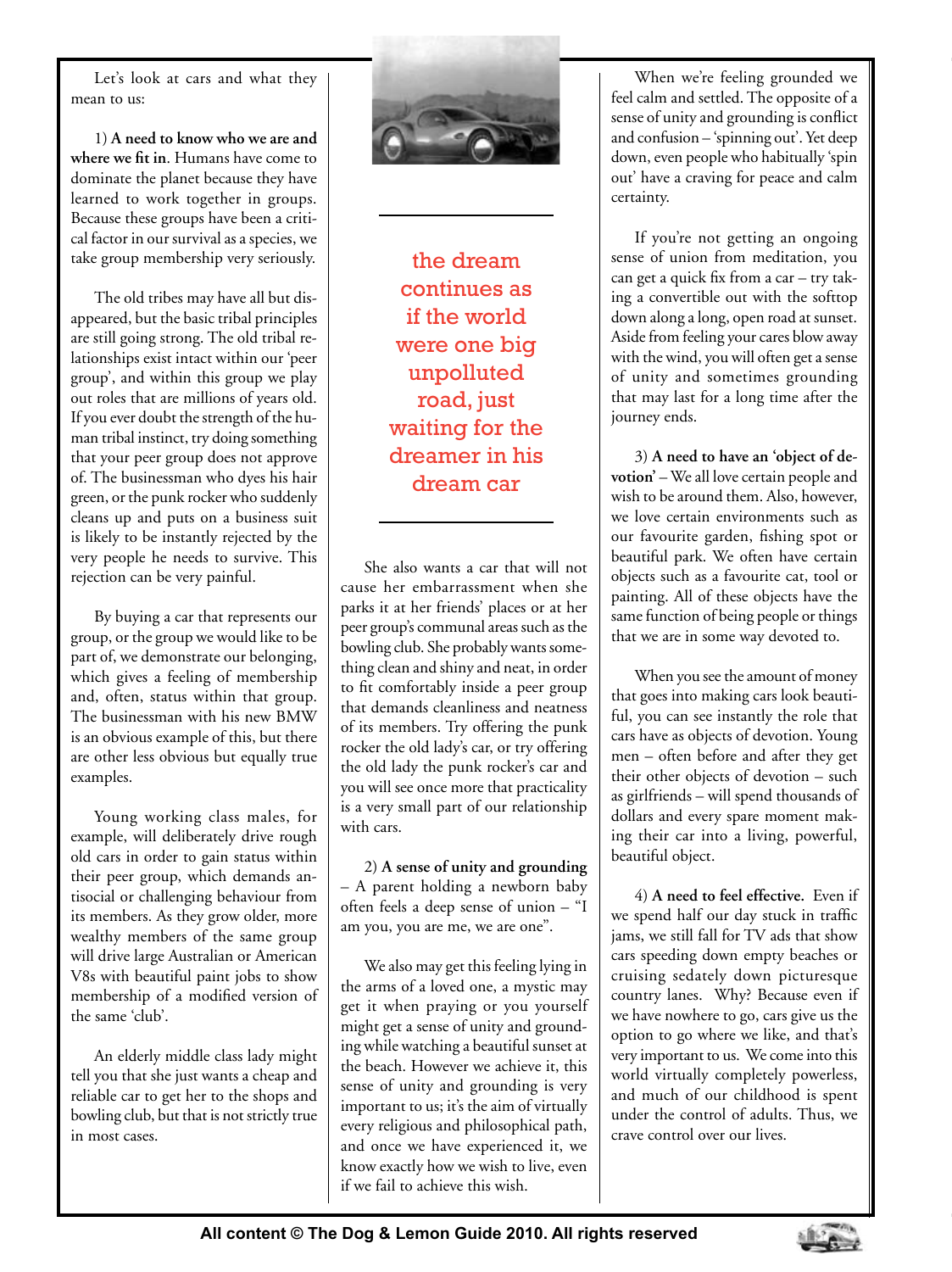Let's look at cars and what they mean to us:

1) **A need to know who we are and where we fit in.** Humans have come to dominate the planet because they have learned to work together in groups. Because these groups have been a critical factor in our survival as a species, we take group membership very seriously.

The old tribes may have all but disappeared, but the basic tribal principles are still going strong. The old tribal relationships exist intact within our 'peer group', and within this group we play out roles that are millions of years old. If you ever doubt the strength of the human tribal instinct, try doing something that your peer group does not approve of. The businessman who dyes his hair green, or the punk rocker who suddenly cleans up and puts on a business suit is likely to be instantly rejected by the very people he needs to survive. This rejection can be very painful.

By buying a car that represents our group, or the group we would like to be part of, we demonstrate our belonging, which gives a feeling of membership and, often, status within that group. The businessman with his new BMW is an obvious example of this, but there are other less obvious but equally true examples.

Young working class males, for example, will deliberately drive rough old cars in order to gain status within their peer group, which demands antisocial or challenging behaviour from its members. As they grow older, more wealthy members of the same group will drive large Australian or American V8s with beautiful paint jobs to show membership of a modified version of the same 'club'.

An elderly middle class lady might tell you that she just wants a cheap and reliable car to get her to the shops and bowling club, but that is not strictly true in most cases.

> the dream continues as if the world were one big unpolluted road, just waiting for the dreamer in his dream car

She also wants a car that will not cause her embarrassment when she parks it at her friends' places or at her peer group's communal areas such as the bowling club. She probably wants something clean and shiny and neat, in order to fit comfortably inside a peer group that demands cleanliness and neatness of its members. Try offering the punk rocker the old lady's car, or try offering the old lady the punk rocker's car and you will see once more that practicality is a very small part of our relationship with cars.

2) **A sense of unity and grounding** – A parent holding a newborn baby often feels a deep sense of union – "I am you, you are me, we are one".

We also may get this feeling lying in the arms of a loved one, a mystic may get it when praying or you yourself might get a sense of unity and grounding while watching a beautiful sunset at the beach. However we achieve it, this sense of unity and grounding is very important to us; it's the aim of virtually every religious and philosophical path, and once we have experienced it, we know exactly how we wish to live, even if we fail to achieve this wish.

When we're feeling grounded we feel calm and settled. The opposite of a sense of unity and grounding is conflict and confusion – 'spinning out'. Yet deep down, even people who habitually 'spin out' have a craving for peace and calm certainty.

If you're not getting an ongoing sense of union from meditation, you can get a quick fix from a car – try taking a convertible out with the softtop down along a long, open road at sunset. Aside from feeling your cares blow away with the wind, you will often get a sense of unity and sometimes grounding that may last for a long time after the journey ends.

3) **A need to have an 'object of devotion'** – We all love certain people and wish to be around them. Also, however, we love certain environments such as our favourite garden, fishing spot or beautiful park. We often have certain objects such as a favourite cat, tool or painting. All of these objects have the same function of being people or things that we are in some way devoted to.

When you see the amount of money that goes into making cars look beautiful, you can see instantly the role that cars have as objects of devotion. Young men – often before and after they get their other objects of devotion – such as girlfriends – will spend thousands of dollars and every spare moment making their car into a living, powerful, beautiful object.

4) **A need to feel effective.** Even if we spend half our day stuck in traffic jams, we still fall for TV ads that show cars speeding down empty beaches or cruising sedately down picturesque country lanes. Why? Because even if we have nowhere to go, cars give us the option to go where we like, and that's very important to us. We come into this world virtually completely powerless, and much of our childhood is spent under the control of adults. Thus, we crave control over our lives.

**All content © The Dog & Lemon Guide 2010. All rights reserved**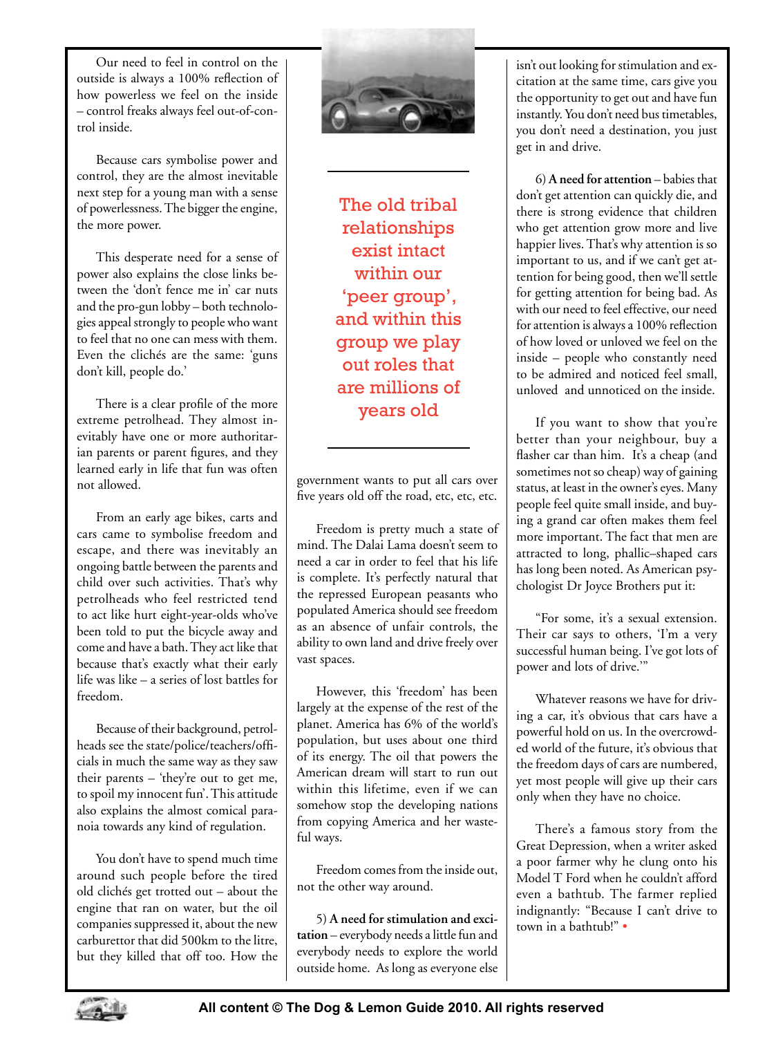Our need to feel in control on the outside is always a 100% reflection of how powerless we feel on the inside – control freaks always feel out-of-control inside.

Because cars symbolise power and control, they are the almost inevitable next step for a young man with a sense of powerlessness. The bigger the engine, the more power.

This desperate need for a sense of power also explains the close links between the 'don't fence me in' car nuts and the pro-gun lobby – both technologies appeal strongly to people who want to feel that no one can mess with them. Even the clichés are the same: 'guns don't kill, people do.'

There is a clear profile of the more extreme petrolhead. They almost inevitably have one or more authoritarian parents or parent figures, and they learned early in life that fun was often not allowed.

From an early age bikes, carts and cars came to symbolise freedom and escape, and there was inevitably an ongoing battle between the parents and child over such activities. That's why petrolheads who feel restricted tend to act like hurt eight-year-olds who've been told to put the bicycle away and come and have a bath. They act like that because that's exactly what their early life was like – a series of lost battles for freedom.

Because of their background, petrolheads see the state/police/teachers/officials in much the same way as they saw their parents – 'they're out to get me, to spoil my innocent fun'. This attitude also explains the almost comical paranoia towards any kind of regulation.

You don't have to spend much time around such people before the tired old clichés get trotted out – about the engine that ran on water, but the oil companies suppressed it, about the new carburettor that did 500km to the litre, but they killed that off too. How the government wants to put all cars over five years old off the road, etc, etc, etc.

**The old tribal relationships exist intact within our 'peer group', and within this group we play out roles that are millions of years old**

Freedom is pretty much a state of mind. The Dalai Lama doesn't seem to need a car in order to feel that his life is complete. It's perfectly natural that the repressed European peasants who populated America should see freedom as an absence of unfair controls, the ability to own land and drive freely over vast spaces.

However, this 'freedom' has been largely at the expense of the rest of the planet. America has 6% of the world's population, but uses about one third of its energy. The oil that powers the American dream will start to run out within this lifetime, even if we can somehow stop the developing nations from copying America and her wasteful ways.

Freedom comes from the inside out, not the other way around.

5) **A need for stimulation and excitation** – everybody needs a little fun and everybody needs to explore the world outside home. As long as everyone else isn't out looking for stimulation and excitation at the same time, cars give you the opportunity to get out and have fun instantly. You don't need bus timetables, you don't need a destination, you just get in and drive.

6) **A need for attention** – babies that don't get attention can quickly die, and there is strong evidence that children who get attention grow more and live happier lives. That's why attention is so important to us, and if we can't get attention for being good, then we'll settle for getting attention for being bad. As with our need to feel effective, our need for attention is always a 100% reflection of how loved or unloved we feel on the inside – people who constantly need to be admired and noticed feel small, unloved and unnoticed on the inside.

If you want to show that you're better than your neighbour, buy a flasher car than him. It's a cheap (and sometimes not so cheap) way of gaining status, at least in the owner's eyes. Many people feel quite small inside, and buying a grand car often makes them feel more important. The fact that men are attracted to long, phallic–shaped cars has long been noted. As American psychologist Dr Joyce Brothers put it:

"For some, it's a sexual extension. Their car says to others, 'I'm a very successful human being. I've got lots of power and lots of drive.'"

Whatever reasons we have for driving a car, it's obvious that cars have a powerful hold on us. In the overcrowded world of the future, it's obvious that the freedom days of cars are numbered, yet most people will give up their cars only when they have no choice.

There's a famous story from the Great Depression, when a writer asked a poor farmer why he clung onto his Model T Ford when he couldn't afford even a bathtub. The farmer replied indignantly: "Because I can't drive to town in a bathtub!" •

**All content © The Dog & Lemon Guide 2010. All rights reserved**